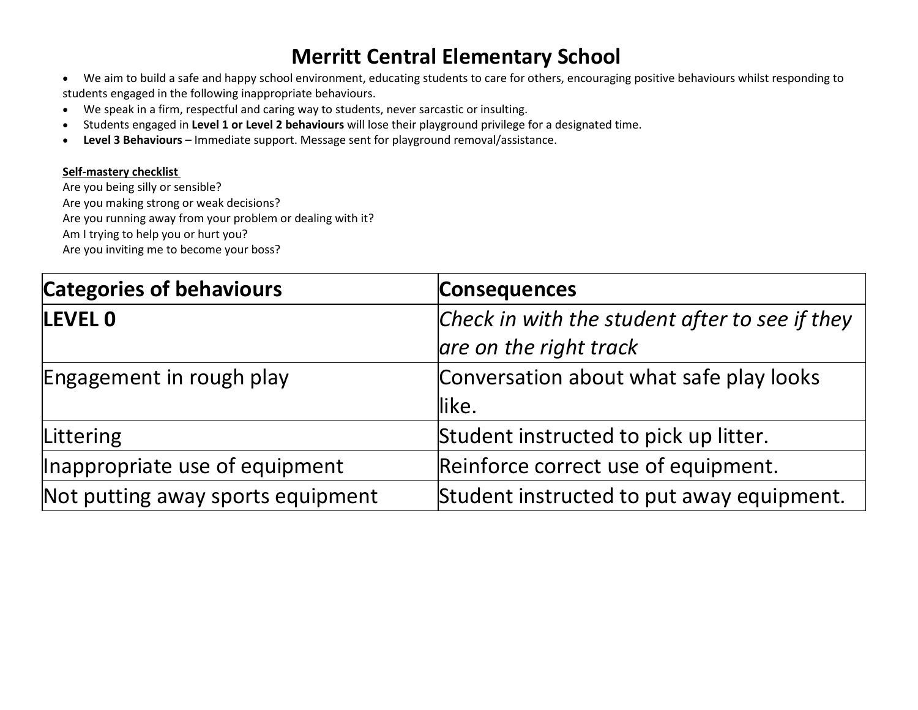# Merritt Central Elementary School

- We aim to build a safe and happy school environment, educating students to care for others, encouraging positive behaviours whilst responding to students engaged in the following inappropriate behaviours.
- We speak in a firm, respectful and caring way to students, never sarcastic or insulting.
- Students engaged in **Level 1 or Level 2 behaviours** will lose their playground privilege for a designated time.
- **Level 3 Behaviours** – Immediate support. Message sent for playground removal/assistance.

**Self-mastery checklist**

Are you being silly or sensible?
Are you making strong or weak decisions?
Are you running away from your problem or dealing with it?
Am I trying to help you or hurt you?
Are you inviting me to become your boss?

| **Categories of behaviours** | **Consequences** |
| --- | --- |
| **LEVEL 0** | *Check in with the student after to see if they are on the right track* |
| Engagement in rough play | Conversation about what safe play looks like. |
| Littering | Student instructed to pick up litter. |
| Inappropriate use of equipment | Reinforce correct use of equipment. |
| Not putting away sports equipment | Student instructed to put away equipment. |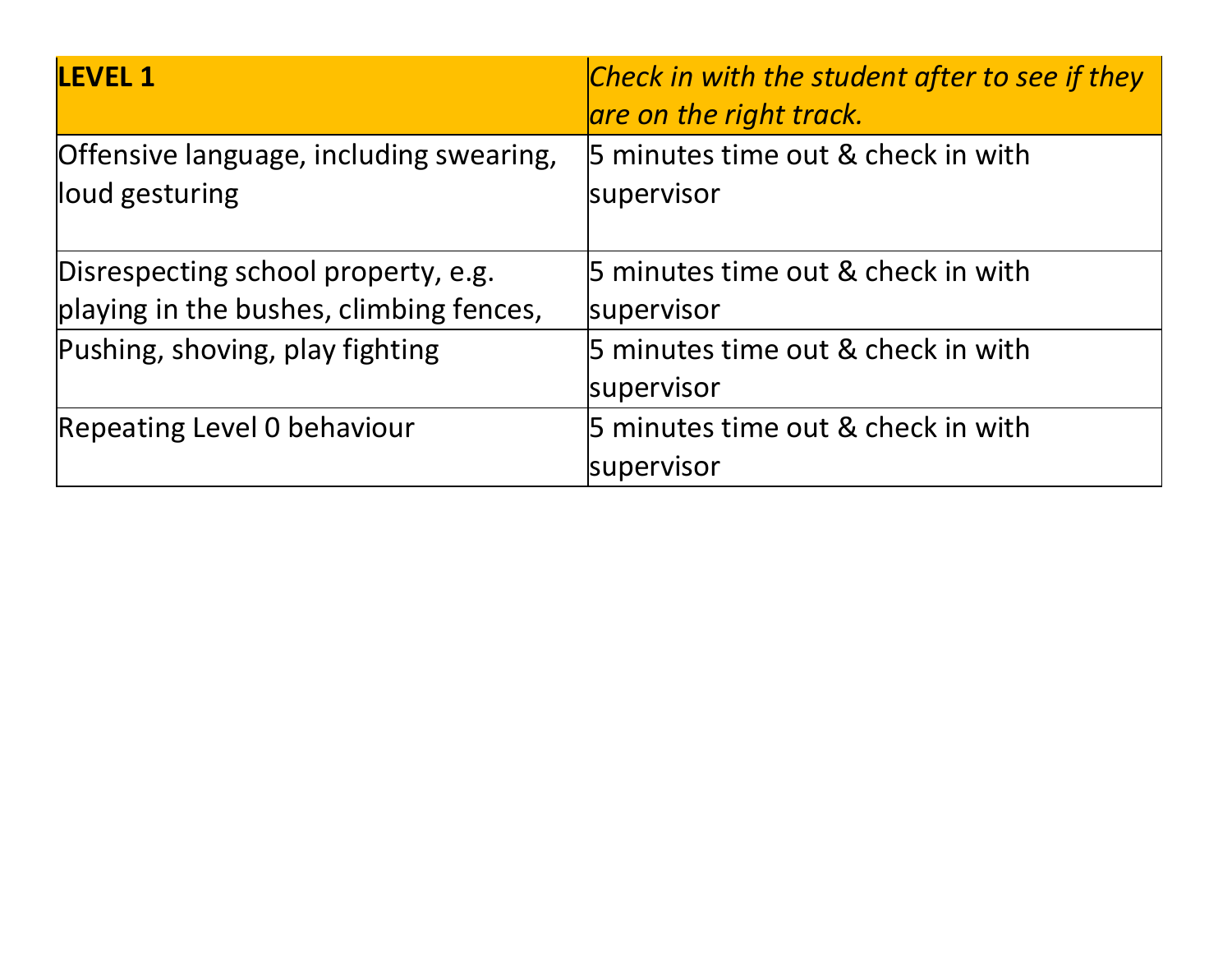| **LEVEL 1** | *Check in with the student after to see if they are on the right track.* |
|---|---|
| Offensive language, including swearing, loud gesturing | 5 minutes time out & check in with supervisor |
| Disrespecting school property, e.g. playing in the bushes, climbing fences, | 5 minutes time out & check in with supervisor |
| Pushing, shoving, play fighting | 5 minutes time out & check in with supervisor |
| Repeating Level 0 behaviour | 5 minutes time out & check in with supervisor |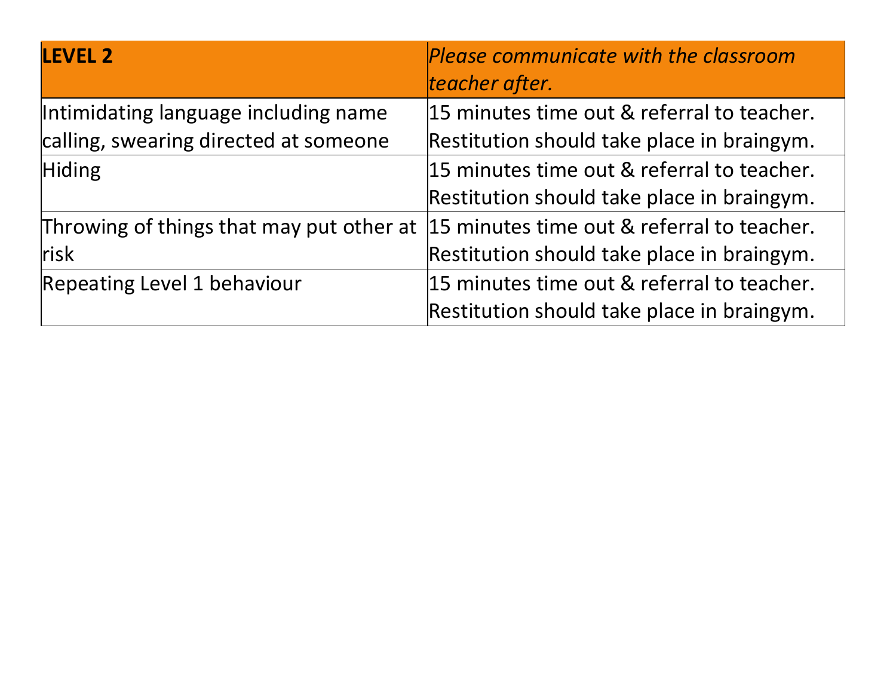| **LEVEL 2** | *Please communicate with the classroom teacher after.* |
| --- | --- |
| Intimidating language including name calling, swearing directed at someone | 15 minutes time out & referral to teacher. Restitution should take place in braingym. |
| Hiding | 15 minutes time out & referral to teacher. Restitution should take place in braingym. |
| Throwing of things that may put other at risk | 15 minutes time out & referral to teacher. Restitution should take place in braingym. |
| Repeating Level 1 behaviour | 15 minutes time out & referral to teacher. Restitution should take place in braingym. |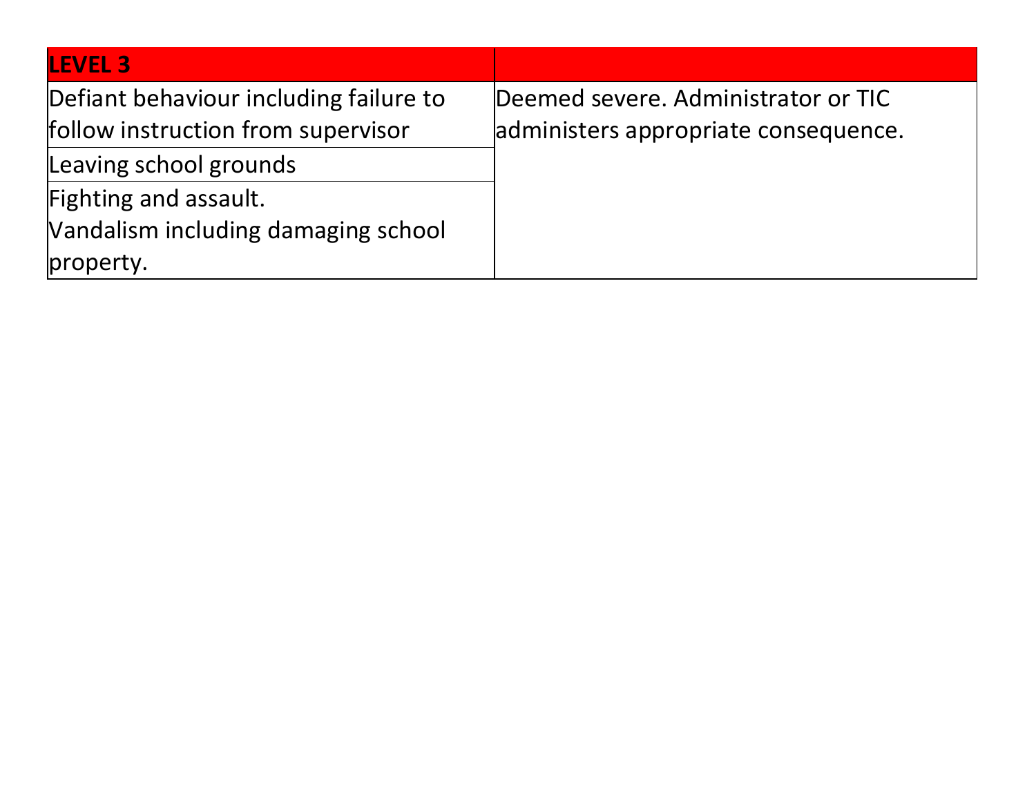| **LEVEL 3** | |
|---|---|
| Defiant behaviour including failure to follow instruction from supervisor | Deemed severe. Administrator or TIC administers appropriate consequence. |
| Leaving school grounds | |
| Fighting and assault.<br>Vandalism including damaging school property. | |